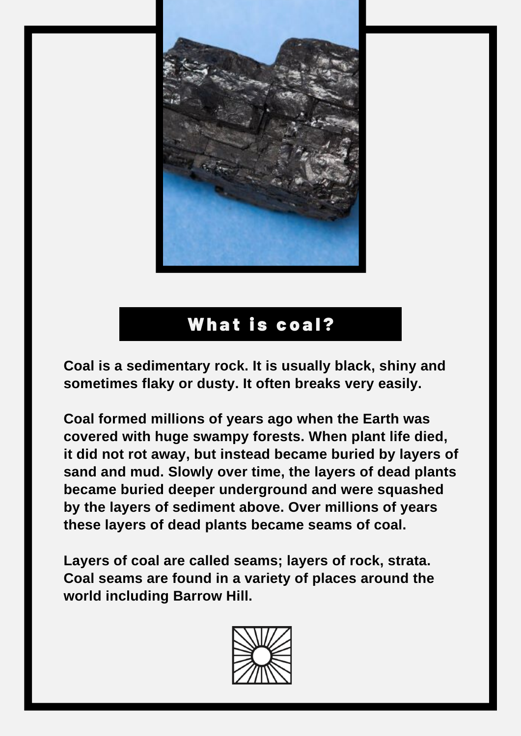# What is coal?

**Coal is a sedimentary rock. It is usually black, shiny and sometimes flaky or dusty. It often breaks very easily.**

**Coal formed millions of years ago when the Earth was covered with huge swampy forests. When plant life died, it did not rot away, but instead became buried by layers of sand and mud. Slowly over time, the layers of dead plants became buried deeper underground and were squashed by the layers of sediment above. Over millions of years these layers of dead plants became seams of coal.**

**Layers of coal are called seams; layers of rock, strata. Coal seams are found in a variety of places around the world including Barrow Hill.**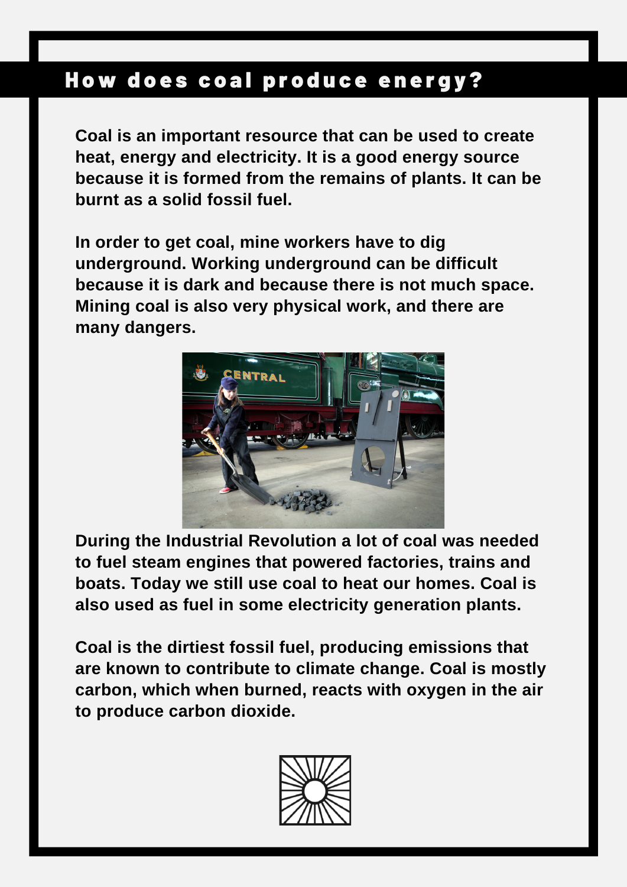# How does coal produce energy?

**Coal is an important resource that can be used to create heat, energy and electricity. It is a good energy source because it is formed from the remains of plants. It can be burnt as a solid fossil fuel.**

**In order to get coal, mine workers have to dig underground. Working underground can be difficult because it is dark and because there is not much space. Mining coal is also very physical work, and there are many dangers.**

**During the Industrial Revolution a lot of coal was needed to fuel steam engines that powered factories, trains and boats. Today we still use coal to heat our homes. Coal is also used as fuel in some electricity generation plants.**

**Coal is the dirtiest fossil fuel, producing emissions that are known to contribute to climate change. Coal is mostly carbon, which when burned, reacts with oxygen in the air to produce carbon dioxide.**